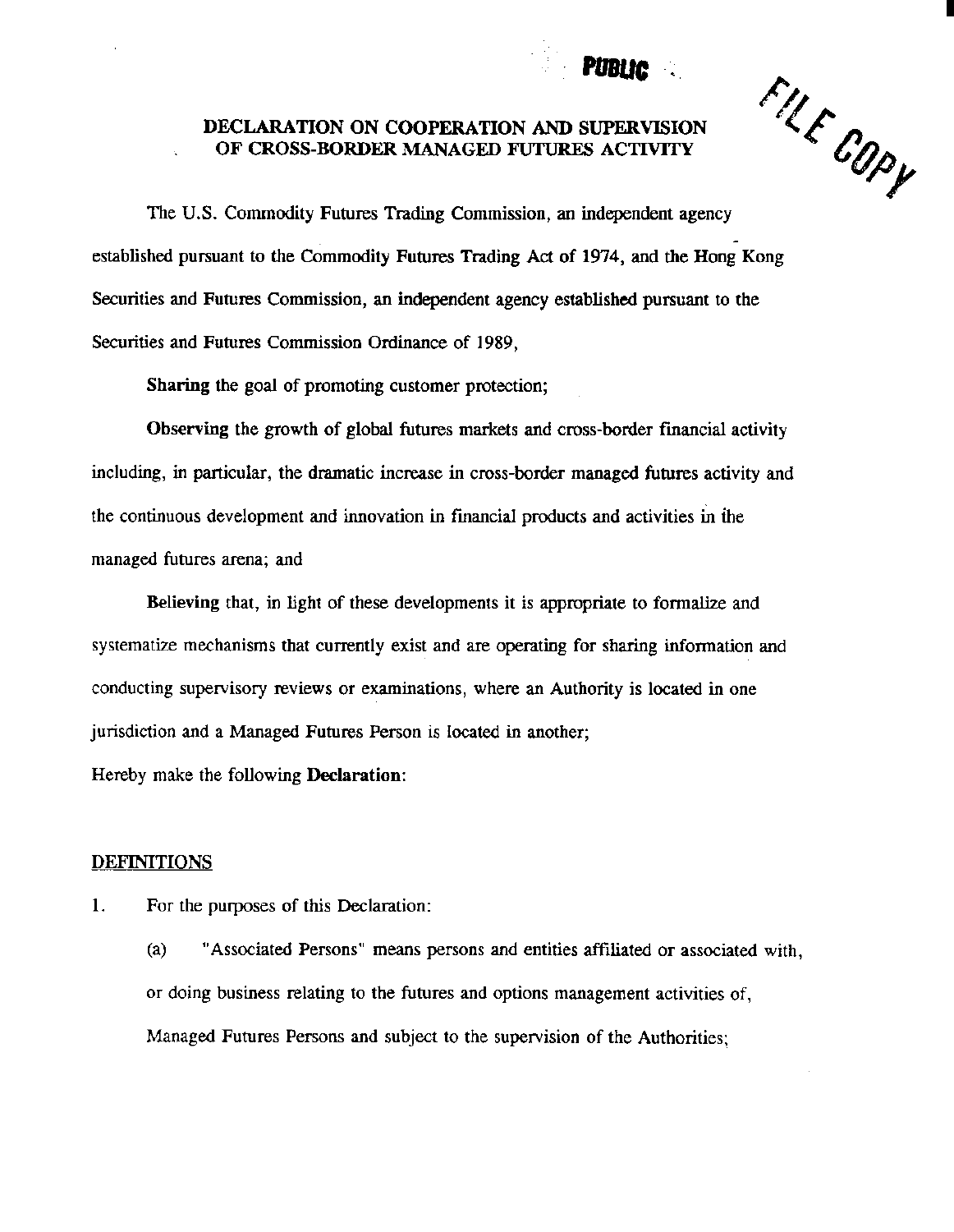PUBLIC

FILE COPY

# DECLARATION ON COOPERATION AND SUPERVISION OF CROSS-BORDER MANAGED FUTURES ACTIVITY

The U.S. Commodity Futures Trading Commission, an independent agency established pursuant to the Commodity Futures Trading Act of 1974, and the Hong Kong Securities and Futures Commission, an independent agency established pursuant to the Securities and Futures Commission Ordinance of 1989,

**Sharing** the goal of promoting customer protection;

**Observing** the growth of global futures markets and cross-border financial activity including, in particular, the dramatic increase in cross-border managed futures activity and the continuous development and innovation in financial products and activities in the managed futures arena; and

**Believing** that, in light of these developments it is appropriate to formalize and systematize mechanisms that currently exist and are operating for sharing information and conducting supervisory reviews or examinations, where an Authority is located in one jurisdiction and a Managed Futures Person is located in another;

Hereby make the following **Declaration**:

## DEFINITIONS

1. For the purposes of this Declaration:

   (a) "Associated Persons" means persons and entities affiliated or associated with, or doing business relating to the futures and options management activities of, Managed Futures Persons and subject to the supervision of the Authorities;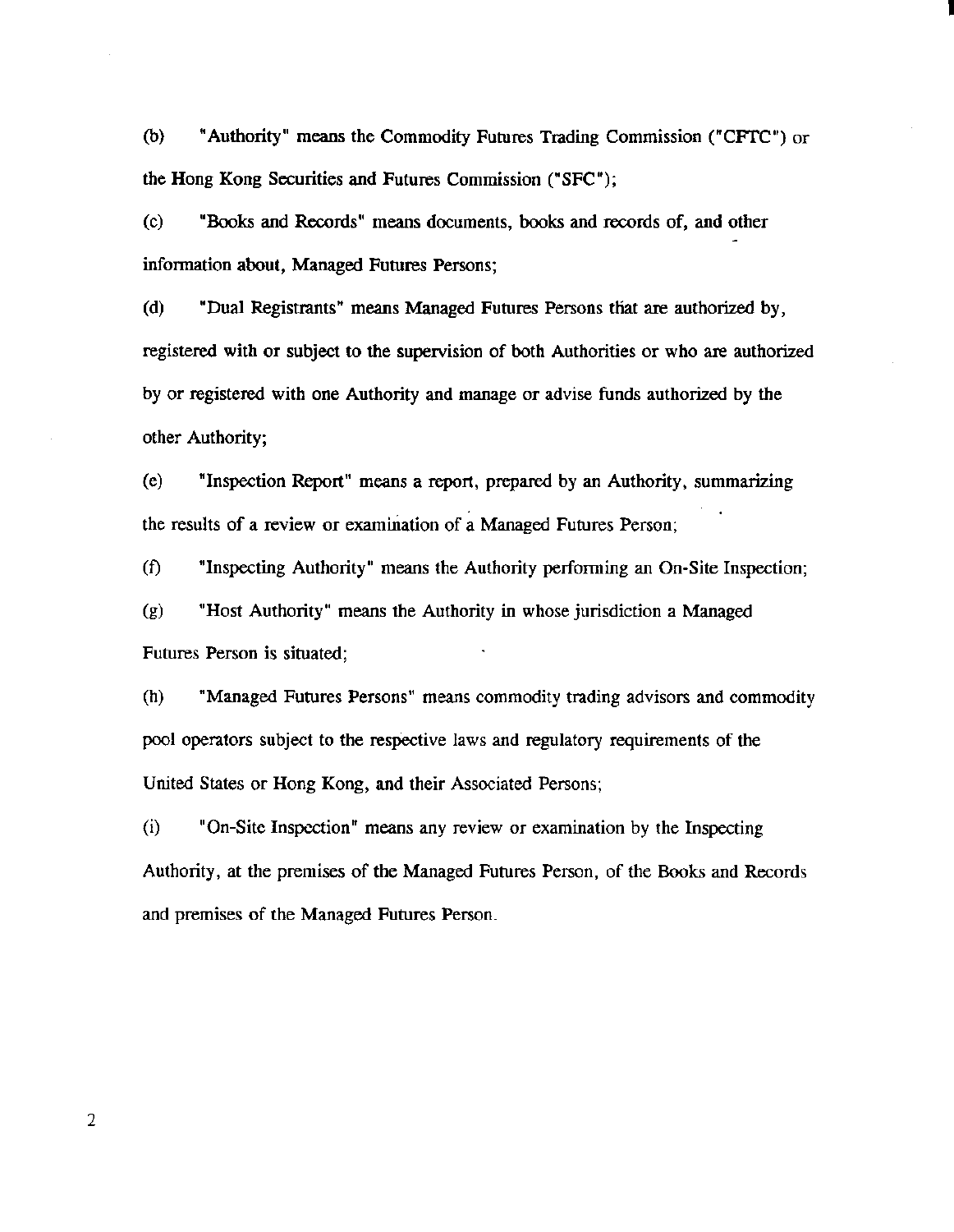(b) "Authority" means the Commodity Futures Trading Commission ("CFTC") or the Hong Kong Securities and Futures Commission ("SFC");

(c) "Books and Records" means documents, books and records of, and other information about, Managed Futures Persons;

(d) "Dual Registrants" means Managed Futures Persons that are authorized by, registered with or subject to the supervision of both Authorities or who are authorized by or registered with one Authority and manage or advise funds authorized by the other Authority;

(e) "Inspection Report" means a report, prepared by an Authority, summarizing the results of a review or examination of a Managed Futures Person;

(f) "Inspecting Authority" means the Authority performing an On-Site Inspection;

(g) "Host Authority" means the Authority in whose jurisdiction a Managed Futures Person is situated;

(h) "Managed Futures Persons" means commodity trading advisors and commodity pool operators subject to the respective laws and regulatory requirements of the United States or Hong Kong, and their Associated Persons;

(i) "On-Site Inspection" means any review or examination by the Inspecting Authority, at the premises of the Managed Futures Person, of the Books and Records and premises of the Managed Futures Person.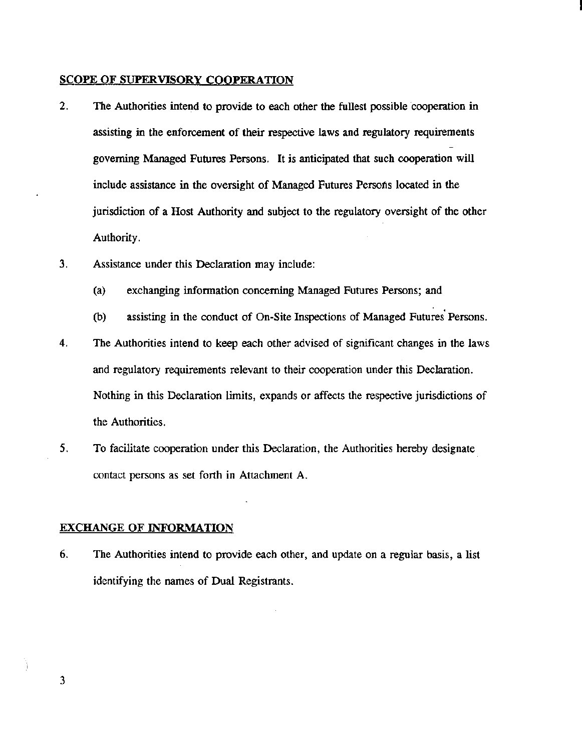## SCOPE OF SUPERVISORY COOPERATION

2. The Authorities intend to provide to each other the fullest possible cooperation in assisting in the enforcement of their respective laws and regulatory requirements governing Managed Futures Persons. It is anticipated that such cooperation will include assistance in the oversight of Managed Futures Persons located in the jurisdiction of a Host Authority and subject to the regulatory oversight of the other Authority.

3. Assistance under this Declaration may include:

   (a) exchanging information concerning Managed Futures Persons; and

   (b) assisting in the conduct of On-Site Inspections of Managed Futures Persons.

4. The Authorities intend to keep each other advised of significant changes in the laws and regulatory requirements relevant to their cooperation under this Declaration. Nothing in this Declaration limits, expands or affects the respective jurisdictions of the Authorities.

5. To facilitate cooperation under this Declaration, the Authorities hereby designate contact persons as set forth in Attachment A.

## EXCHANGE OF INFORMATION

6. The Authorities intend to provide each other, and update on a regular basis, a list identifying the names of Dual Registrants.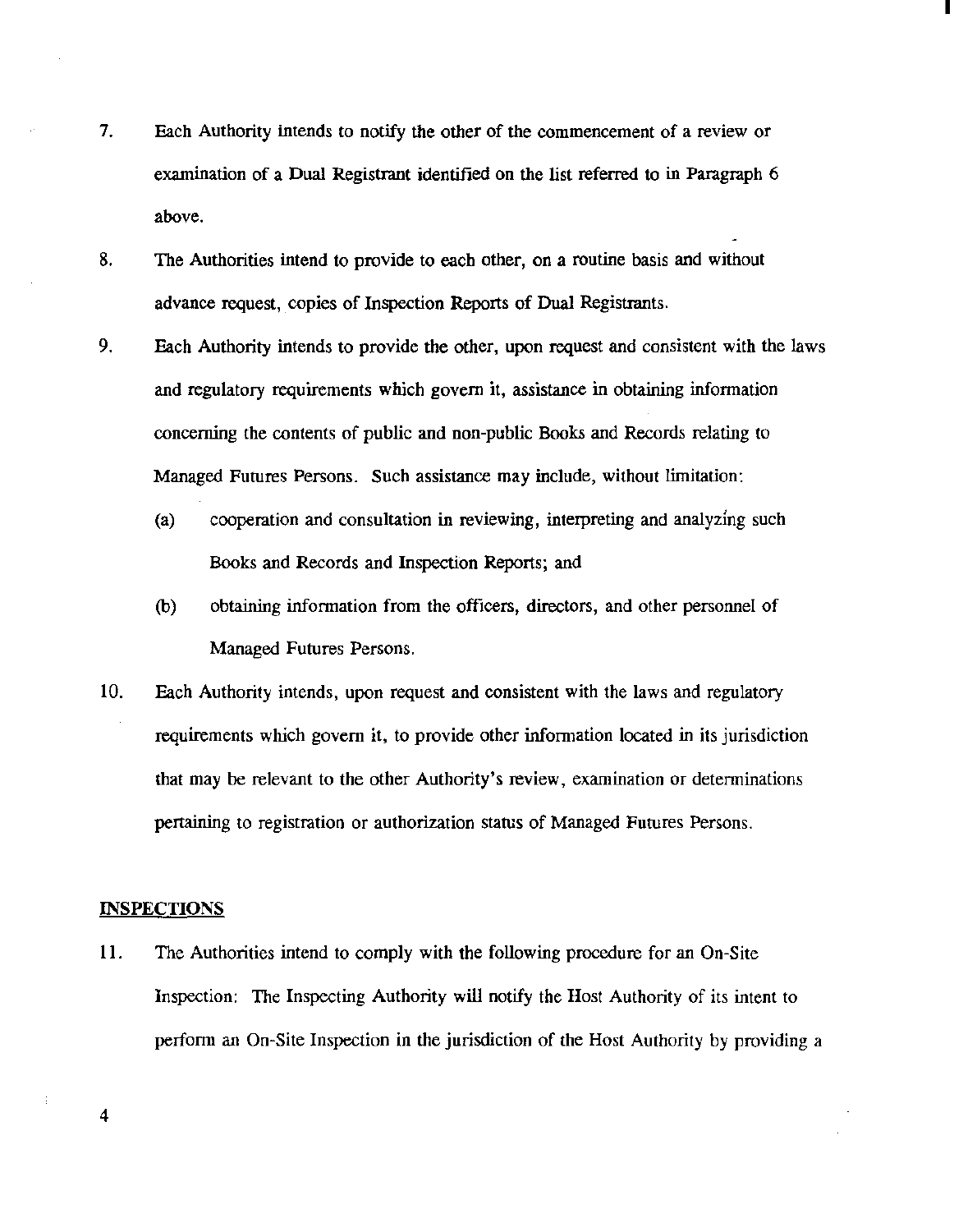7. Each Authority intends to notify the other of the commencement of a review or examination of a Dual Registrant identified on the list referred to in Paragraph 6 above.

8. The Authorities intend to provide to each other, on a routine basis and without advance request, copies of Inspection Reports of Dual Registrants.

9. Each Authority intends to provide the other, upon request and consistent with the laws and regulatory requirements which govern it, assistance in obtaining information concerning the contents of public and non-public Books and Records relating to Managed Futures Persons. Such assistance may include, without limitation:

   (a) cooperation and consultation in reviewing, interpreting and analyzing such Books and Records and Inspection Reports; and

   (b) obtaining information from the officers, directors, and other personnel of Managed Futures Persons.

10. Each Authority intends, upon request and consistent with the laws and regulatory requirements which govern it, to provide other information located in its jurisdiction that may be relevant to the other Authority's review, examination or determinations pertaining to registration or authorization status of Managed Futures Persons.

## INSPECTIONS

11. The Authorities intend to comply with the following procedure for an On-Site Inspection: The Inspecting Authority will notify the Host Authority of its intent to perform an On-Site Inspection in the jurisdiction of the Host Authority by providing a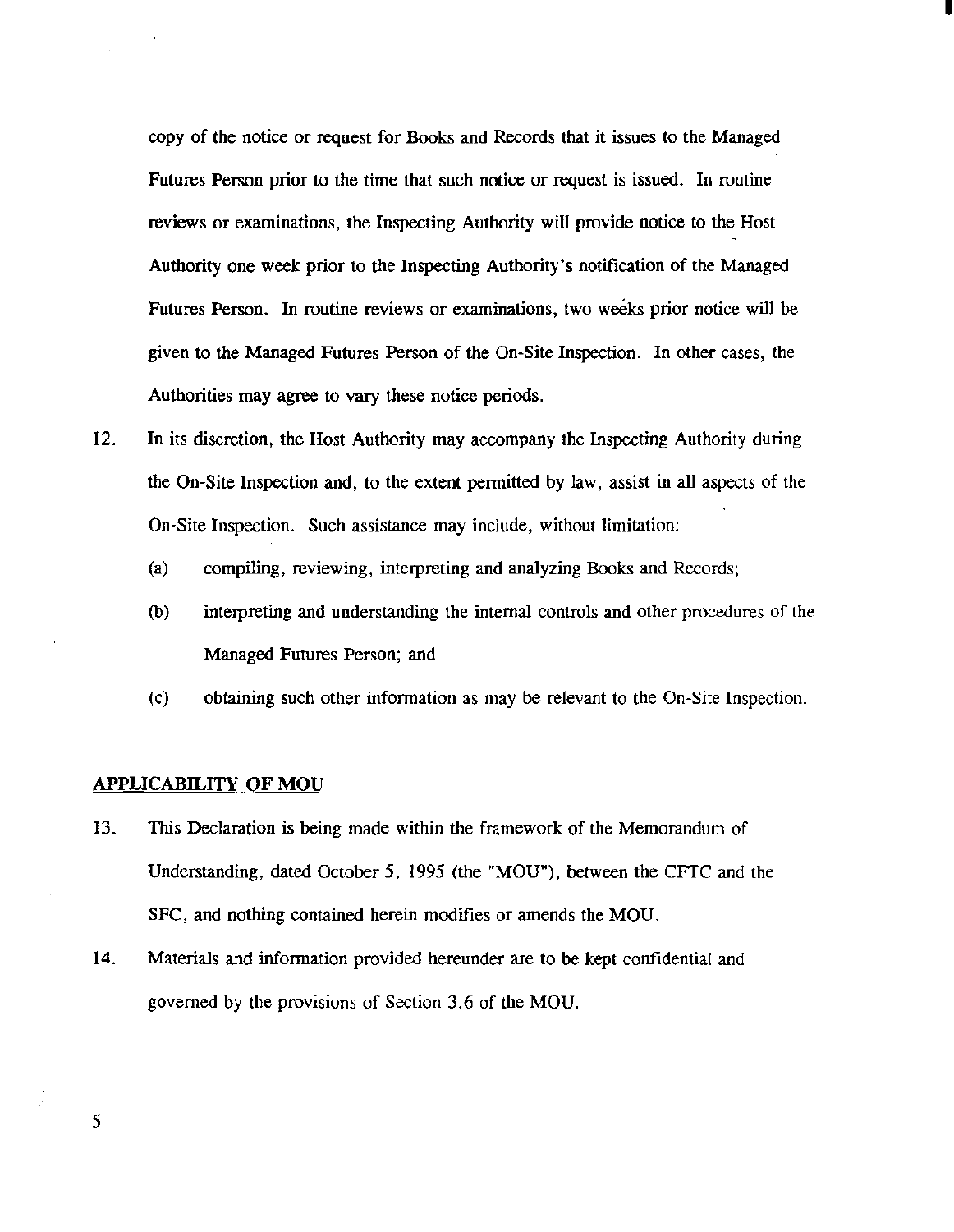copy of the notice or request for Books and Records that it issues to the Managed Futures Person prior to the time that such notice or request is issued. In routine reviews or examinations, the Inspecting Authority will provide notice to the Host Authority one week prior to the Inspecting Authority's notification of the Managed Futures Person. In routine reviews or examinations, two weeks prior notice will be given to the Managed Futures Person of the On-Site Inspection. In other cases, the Authorities may agree to vary these notice periods.

12. In its discretion, the Host Authority may accompany the Inspecting Authority during the On-Site Inspection and, to the extent permitted by law, assist in all aspects of the On-Site Inspection. Such assistance may include, without limitation:

    (a) compiling, reviewing, interpreting and analyzing Books and Records;

    (b) interpreting and understanding the internal controls and other procedures of the Managed Futures Person; and

    (c) obtaining such other information as may be relevant to the On-Site Inspection.

## APPLICABILITY OF MOU

13. This Declaration is being made within the framework of the Memorandum of Understanding, dated October 5, 1995 (the "MOU"), between the CFTC and the SFC, and nothing contained herein modifies or amends the MOU.

14. Materials and information provided hereunder are to be kept confidential and governed by the provisions of Section 3.6 of the MOU.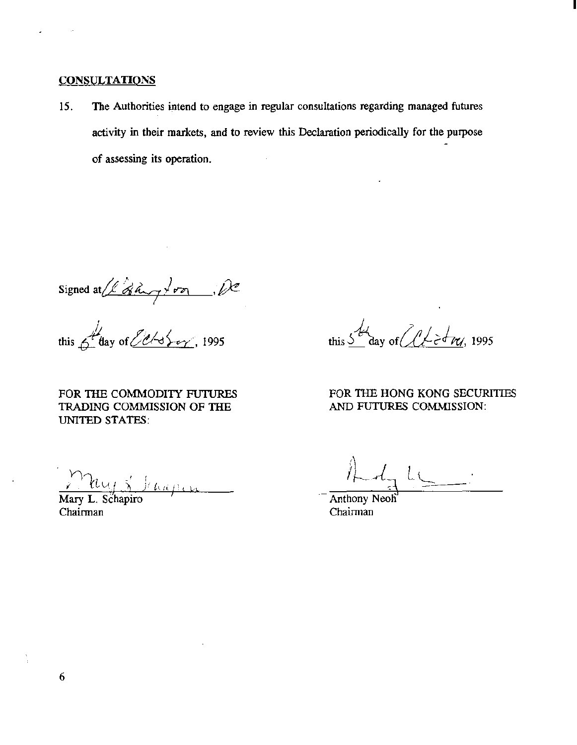## CONSULTATIONS

15. The Authorities intend to engage in regular consultations regarding managed futures activity in their markets, and to review this Declaration periodically for the purpose of assessing its operation.

Signed at Washington, DC

this 6th day of October, 1995

FOR THE COMMODITY FUTURES TRADING COMMISSION OF THE UNITED STATES:

Mary L. Schapiro
Chairman

this 5th day of October, 1995

FOR THE HONG KONG SECURITIES AND FUTURES COMMISSION:

Anthony Neoh
Chairman